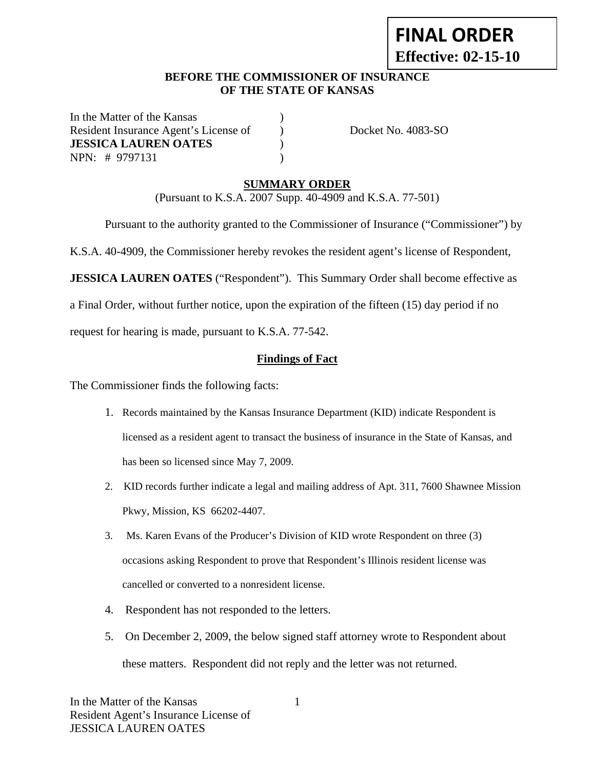**FINAL ORDER**
**Effective: 02-15-10**

**BEFORE THE COMMISSIONER OF INSURANCE**
**OF THE STATE OF KANSAS**

| | | |
|---|---|---|
| In the Matter of the Kansas | ) | |
| Resident Insurance Agent's License of | ) | Docket No. 4083-SO |
| **JESSICA LAUREN OATES** | ) | |
| NPN: # 9797131 | ) | |

## SUMMARY ORDER

(Pursuant to K.S.A. 2007 Supp. 40-4909 and K.S.A. 77-501)

Pursuant to the authority granted to the Commissioner of Insurance ("Commissioner") by K.S.A. 40-4909, the Commissioner hereby revokes the resident agent's license of Respondent, **JESSICA LAUREN OATES** ("Respondent"). This Summary Order shall become effective as a Final Order, without further notice, upon the expiration of the fifteen (15) day period if no request for hearing is made, pursuant to K.S.A. 77-542.

### Findings of Fact

The Commissioner finds the following facts:

1. Records maintained by the Kansas Insurance Department (KID) indicate Respondent is licensed as a resident agent to transact the business of insurance in the State of Kansas, and has been so licensed since May 7, 2009.
2. KID records further indicate a legal and mailing address of Apt. 311, 7600 Shawnee Mission Pkwy, Mission, KS 66202-4407.
3. Ms. Karen Evans of the Producer's Division of KID wrote Respondent on three (3) occasions asking Respondent to prove that Respondent's Illinois resident license was cancelled or converted to a nonresident license.
4. Respondent has not responded to the letters.
5. On December 2, 2009, the below signed staff attorney wrote to Respondent about these matters. Respondent did not reply and the letter was not returned.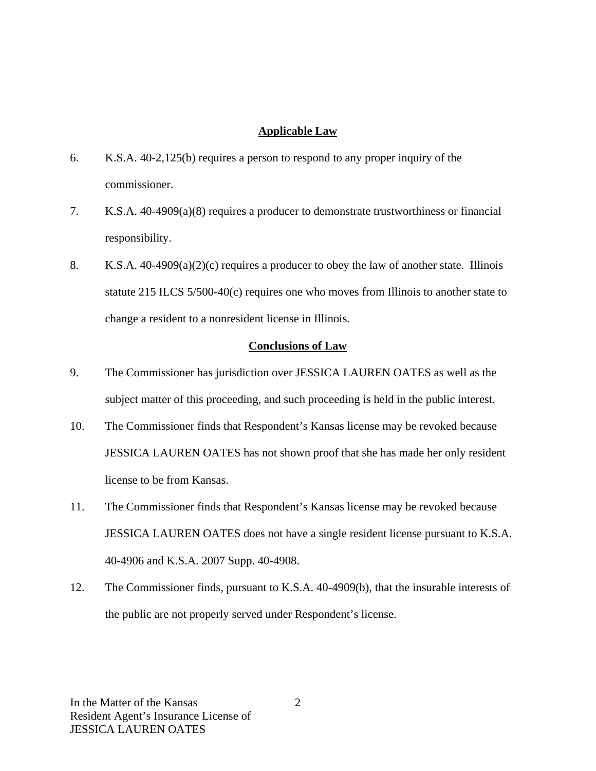## Applicable Law

6. K.S.A. 40-2,125(b) requires a person to respond to any proper inquiry of the commissioner.

7. K.S.A. 40-4909(a)(8) requires a producer to demonstrate trustworthiness or financial responsibility.

8. K.S.A. 40-4909(a)(2)(c) requires a producer to obey the law of another state. Illinois statute 215 ILCS 5/500-40(c) requires one who moves from Illinois to another state to change a resident to a nonresident license in Illinois.

## Conclusions of Law

9. The Commissioner has jurisdiction over JESSICA LAUREN OATES as well as the subject matter of this proceeding, and such proceeding is held in the public interest.

10. The Commissioner finds that Respondent's Kansas license may be revoked because JESSICA LAUREN OATES has not shown proof that she has made her only resident license to be from Kansas.

11. The Commissioner finds that Respondent's Kansas license may be revoked because JESSICA LAUREN OATES does not have a single resident license pursuant to K.S.A. 40-4906 and K.S.A. 2007 Supp. 40-4908.

12. The Commissioner finds, pursuant to K.S.A. 40-4909(b), that the insurable interests of the public are not properly served under Respondent's license.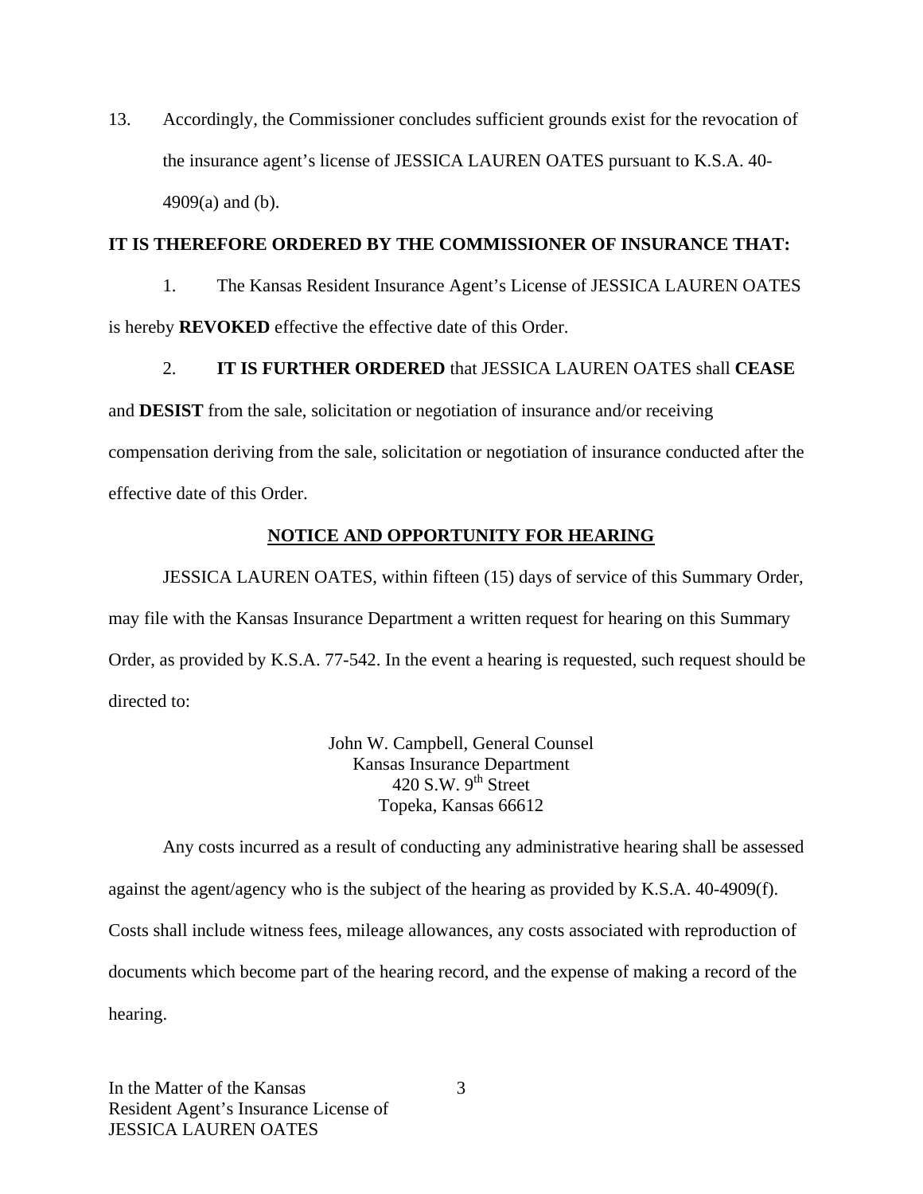13. Accordingly, the Commissioner concludes sufficient grounds exist for the revocation of the insurance agent's license of JESSICA LAUREN OATES pursuant to K.S.A. 40-4909(a) and (b).

**IT IS THEREFORE ORDERED BY THE COMMISSIONER OF INSURANCE THAT:**

1. The Kansas Resident Insurance Agent's License of JESSICA LAUREN OATES is hereby **REVOKED** effective the effective date of this Order.

2. **IT IS FURTHER ORDERED** that JESSICA LAUREN OATES shall **CEASE** and **DESIST** from the sale, solicitation or negotiation of insurance and/or receiving compensation deriving from the sale, solicitation or negotiation of insurance conducted after the effective date of this Order.

## NOTICE AND OPPORTUNITY FOR HEARING

JESSICA LAUREN OATES, within fifteen (15) days of service of this Summary Order, may file with the Kansas Insurance Department a written request for hearing on this Summary Order, as provided by K.S.A. 77-542. In the event a hearing is requested, such request should be directed to:

John W. Campbell, General Counsel
Kansas Insurance Department
420 S.W. 9th Street
Topeka, Kansas 66612

Any costs incurred as a result of conducting any administrative hearing shall be assessed against the agent/agency who is the subject of the hearing as provided by K.S.A. 40-4909(f). Costs shall include witness fees, mileage allowances, any costs associated with reproduction of documents which become part of the hearing record, and the expense of making a record of the hearing.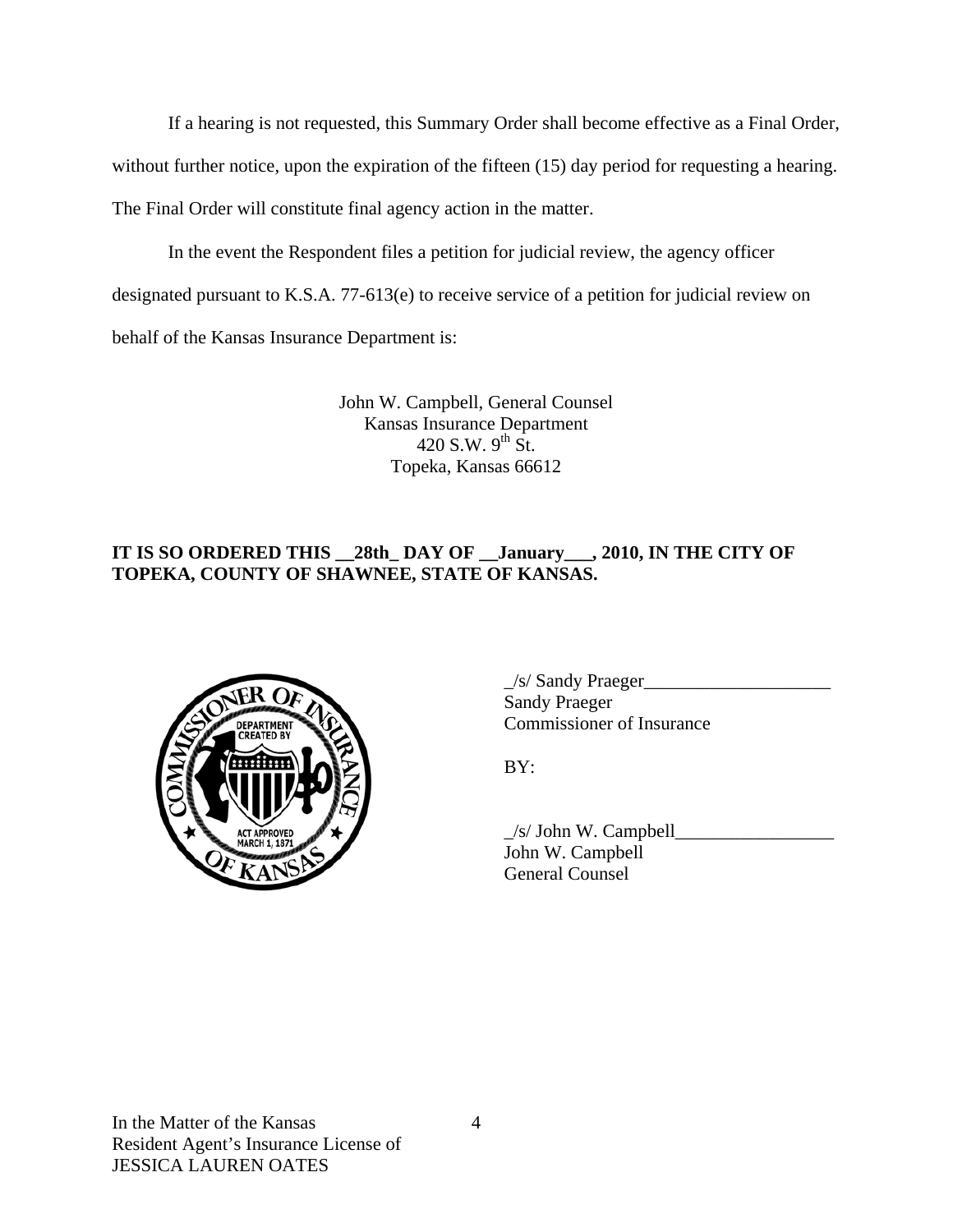If a hearing is not requested, this Summary Order shall become effective as a Final Order, without further notice, upon the expiration of the fifteen (15) day period for requesting a hearing. The Final Order will constitute final agency action in the matter.

In the event the Respondent files a petition for judicial review, the agency officer designated pursuant to K.S.A. 77-613(e) to receive service of a petition for judicial review on behalf of the Kansas Insurance Department is:

John W. Campbell, General Counsel
Kansas Insurance Department
420 S.W. 9th St.
Topeka, Kansas 66612

**IT IS SO ORDERED THIS __28th_ DAY OF __January___, 2010, IN THE CITY OF TOPEKA, COUNTY OF SHAWNEE, STATE OF KANSAS.**

_/s/ Sandy Praeger____________________
Sandy Praeger
Commissioner of Insurance

BY:

_/s/ John W. Campbell_________________
John W. Campbell
General Counsel

In the Matter of the Kansas
Resident Agent's Insurance License of
JESSICA LAUREN OATES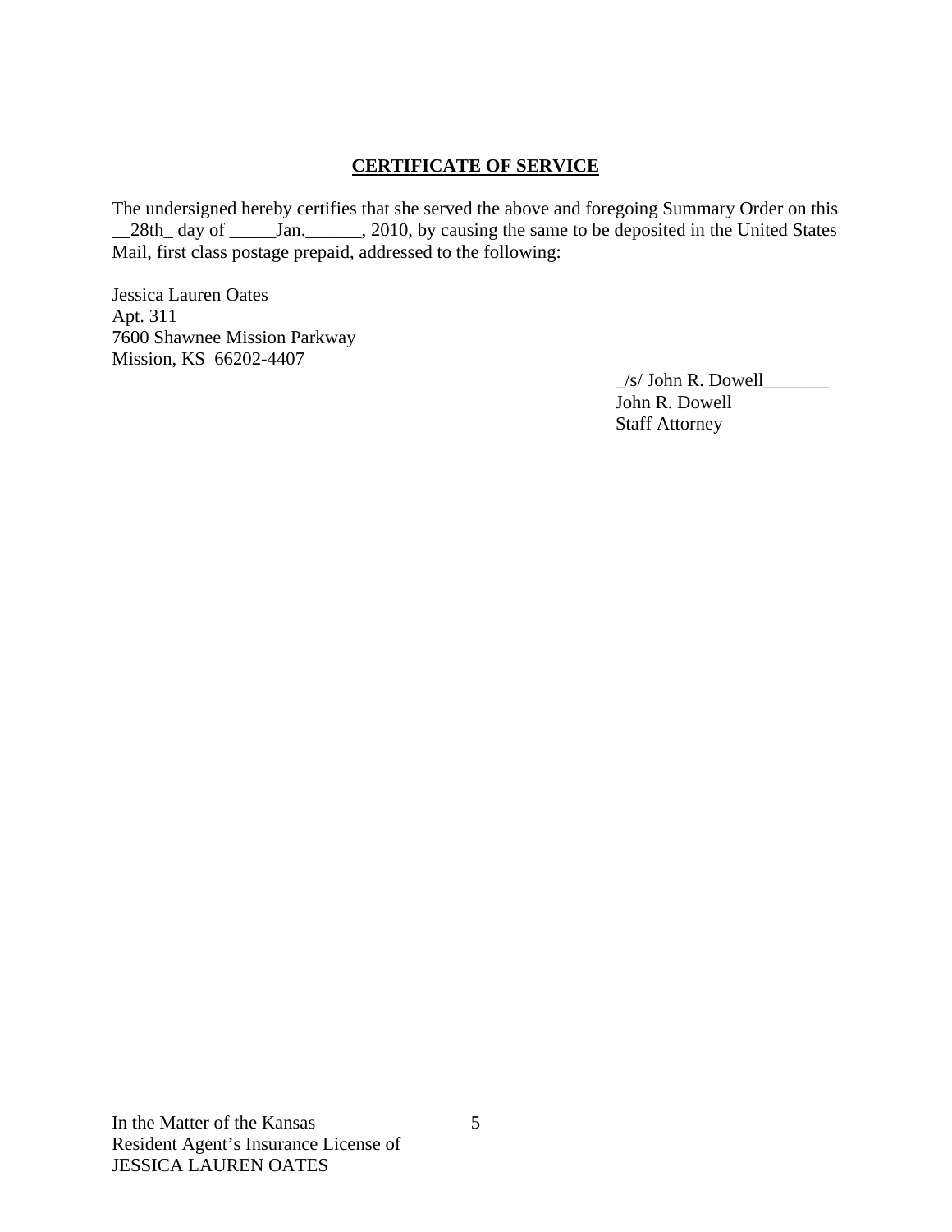**CERTIFICATE OF SERVICE**

The undersigned hereby certifies that she served the above and foregoing Summary Order on this __28th_ day of _____Jan.______, 2010, by causing the same to be deposited in the United States Mail, first class postage prepaid, addressed to the following:

Jessica Lauren Oates
Apt. 311
7600 Shawnee Mission Parkway
Mission, KS 66202-4407

_/s/ John R. Dowell_______
John R. Dowell
Staff Attorney

In the Matter of the Kansas
Resident Agent's Insurance License of
JESSICA LAUREN OATES